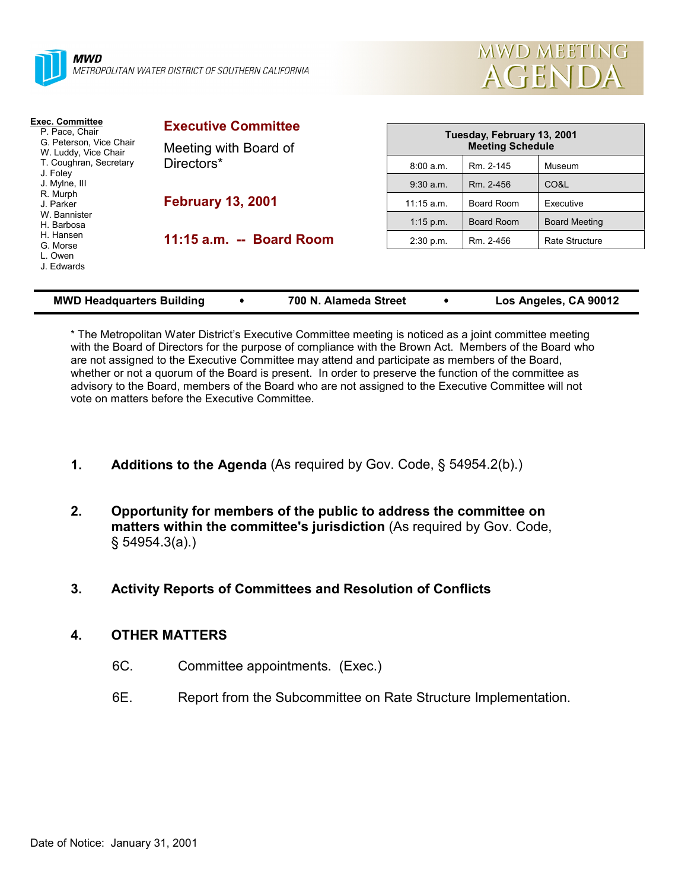**MWD**
*METROPOLITAN WATER DISTRICT OF SOUTHERN CALIFORNIA*

# MWD MEETING AGENDA

**Exec. Committee**
P. Pace, Chair
G. Peterson, Vice Chair
W. Luddy, Vice Chair
T. Coughran, Secretary
J. Foley
J. Mylne, III
R. Murph
J. Parker
W. Bannister
H. Barbosa
H. Hansen
G. Morse
L. Owen
J. Edwards

## Executive Committee

Meeting with Board of Directors*

**February 13, 2001**

**11:15 a.m. -- Board Room**

| Tuesday, February 13, 2001 Meeting Schedule | | |
|---|---|---|
| 8:00 a.m. | Rm. 2-145 | Museum |
| 9:30 a.m. | Rm. 2-456 | CO&L |
| 11:15 a.m. | Board Room | Executive |
| 1:15 p.m. | Board Room | Board Meeting |
| 2:30 p.m. | Rm. 2-456 | Rate Structure |

**MWD Headquarters Building • 700 N. Alameda Street • Los Angeles, CA 90012**

* The Metropolitan Water District's Executive Committee meeting is noticed as a joint committee meeting with the Board of Directors for the purpose of compliance with the Brown Act. Members of the Board who are not assigned to the Executive Committee may attend and participate as members of the Board, whether or not a quorum of the Board is present. In order to preserve the function of the committee as advisory to the Board, members of the Board who are not assigned to the Executive Committee will not vote on matters before the Executive Committee.

1. **Additions to the Agenda** (As required by Gov. Code, § 54954.2(b).)

2. **Opportunity for members of the public to address the committee on matters within the committee's jurisdiction** (As required by Gov. Code, § 54954.3(a).)

3. **Activity Reports of Committees and Resolution of Conflicts**

4. **OTHER MATTERS**

   6C. Committee appointments. (Exec.)

   6E. Report from the Subcommittee on Rate Structure Implementation.

Date of Notice: January 31, 2001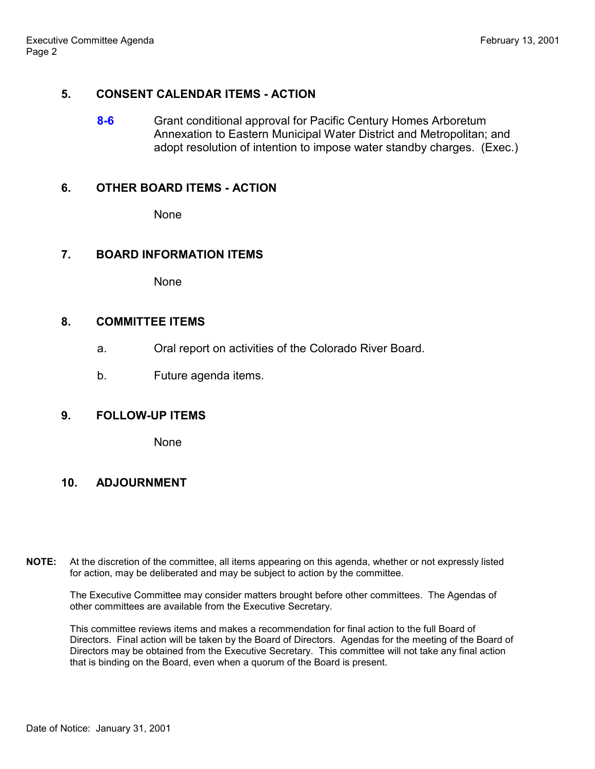## 5. CONSENT CALENDAR ITEMS - ACTION

**8-6** Grant conditional approval for Pacific Century Homes Arboretum Annexation to Eastern Municipal Water District and Metropolitan; and adopt resolution of intention to impose water standby charges. (Exec.)

## 6. OTHER BOARD ITEMS - ACTION

None

## 7. BOARD INFORMATION ITEMS

None

## 8. COMMITTEE ITEMS

a. Oral report on activities of the Colorado River Board.

b. Future agenda items.

## 9. FOLLOW-UP ITEMS

None

## 10. ADJOURNMENT

**NOTE:** At the discretion of the committee, all items appearing on this agenda, whether or not expressly listed for action, may be deliberated and may be subject to action by the committee.

The Executive Committee may consider matters brought before other committees. The Agendas of other committees are available from the Executive Secretary.

This committee reviews items and makes a recommendation for final action to the full Board of Directors. Final action will be taken by the Board of Directors. Agendas for the meeting of the Board of Directors may be obtained from the Executive Secretary. This committee will not take any final action that is binding on the Board, even when a quorum of the Board is present.

Date of Notice: January 31, 2001